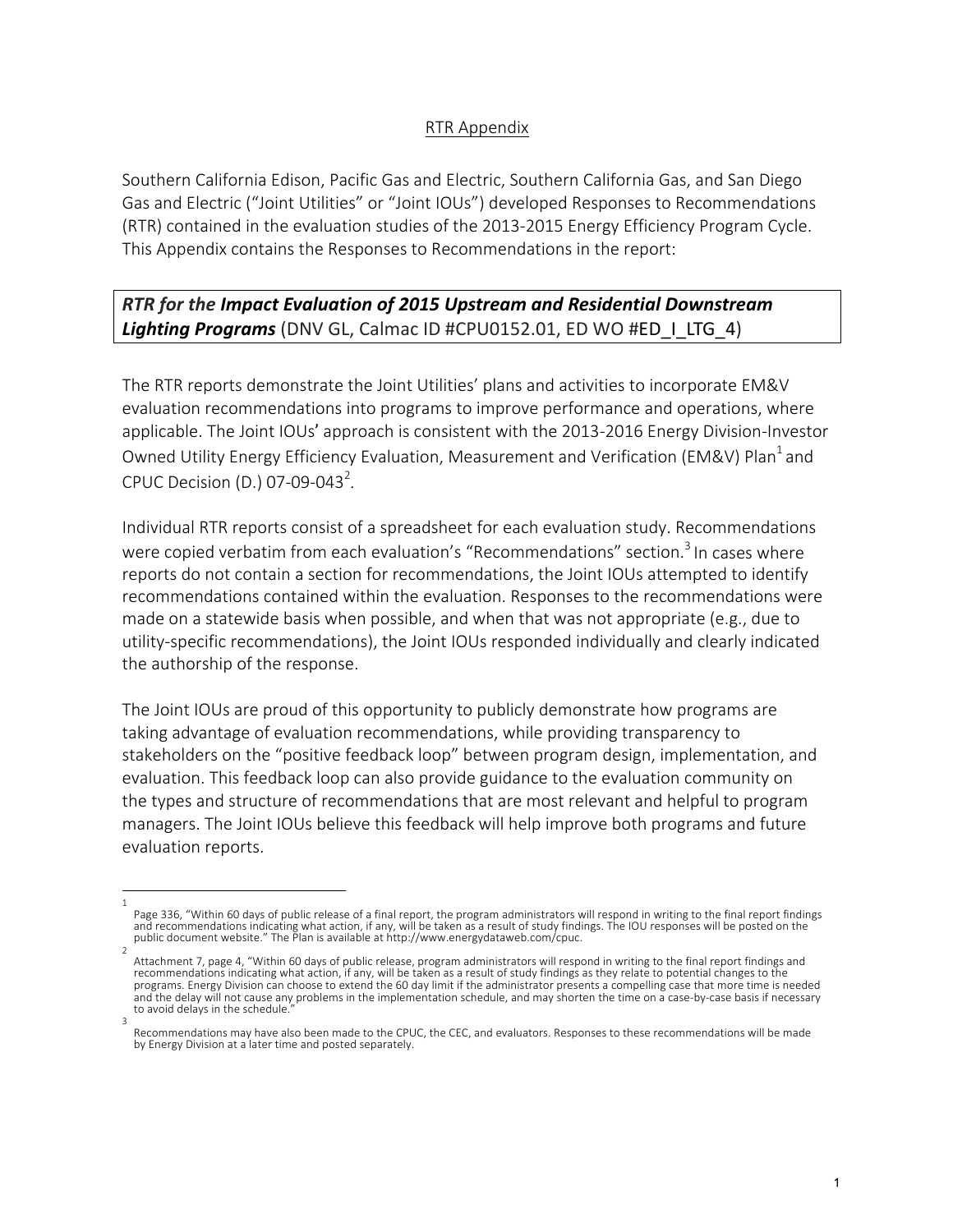RTR Appendix

Southern California Edison, Pacific Gas and Electric, Southern California Gas, and San Diego Gas and Electric ("Joint Utilities" or "Joint IOUs") developed Responses to Recommendations (RTR) contained in the evaluation studies of the 2013-2015 Energy Efficiency Program Cycle. This Appendix contains the Responses to Recommendations in the report:

***RTR for the Impact Evaluation of 2015 Upstream and Residential Downstream Lighting Programs*** (DNV GL, Calmac ID #CPU0152.01, ED WO #ED_I_LTG_4)

The RTR reports demonstrate the Joint Utilities' plans and activities to incorporate EM&V evaluation recommendations into programs to improve performance and operations, where applicable. The Joint IOUs' approach is consistent with the 2013-2016 Energy Division-Investor Owned Utility Energy Efficiency Evaluation, Measurement and Verification (EM&V) Plan[1] and CPUC Decision (D.) 07-09-043[2].

Individual RTR reports consist of a spreadsheet for each evaluation study. Recommendations were copied verbatim from each evaluation's "Recommendations" section.[3] In cases where reports do not contain a section for recommendations, the Joint IOUs attempted to identify recommendations contained within the evaluation. Responses to the recommendations were made on a statewide basis when possible, and when that was not appropriate (e.g., due to utility-specific recommendations), the Joint IOUs responded individually and clearly indicated the authorship of the response.

The Joint IOUs are proud of this opportunity to publicly demonstrate how programs are taking advantage of evaluation recommendations, while providing transparency to stakeholders on the "positive feedback loop" between program design, implementation, and evaluation. This feedback loop can also provide guidance to the evaluation community on the types and structure of recommendations that are most relevant and helpful to program managers. The Joint IOUs believe this feedback will help improve both programs and future evaluation reports.

---

[1] Page 336, "Within 60 days of public release of a final report, the program administrators will respond in writing to the final report findings and recommendations indicating what action, if any, will be taken as a result of study findings. The IOU responses will be posted on the public document website." The Plan is available at http://www.energydataweb.com/cpuc.

[2] Attachment 7, page 4, "Within 60 days of public release, program administrators will respond in writing to the final report findings and recommendations indicating what action, if any, will be taken as a result of study findings as they relate to potential changes to the programs. Energy Division can choose to extend the 60 day limit if the administrator presents a compelling case that more time is needed and the delay will not cause any problems in the implementation schedule, and may shorten the time on a case-by-case basis if necessary to avoid delays in the schedule."

[3] Recommendations may have also been made to the CPUC, the CEC, and evaluators. Responses to these recommendations will be made by Energy Division at a later time and posted separately.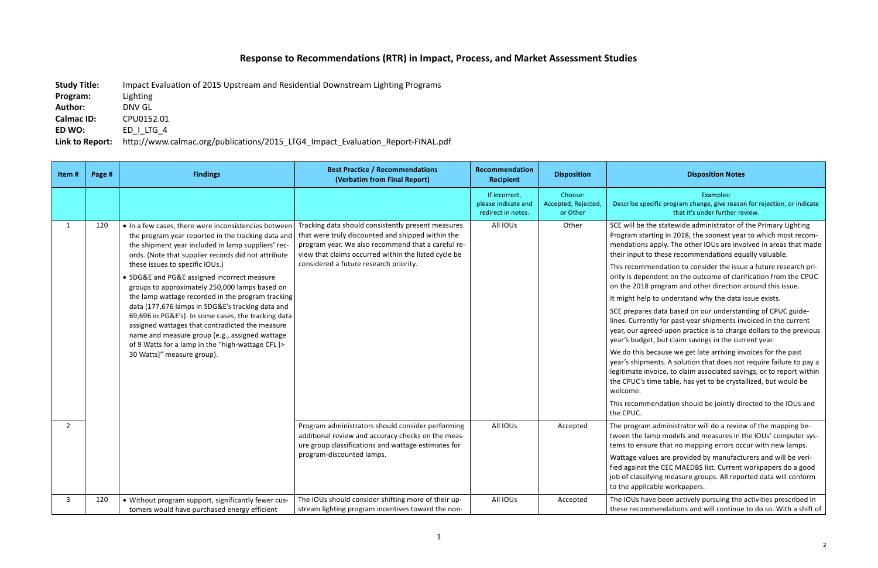# Response to Recommendations (RTR) in Impact, Process, and Market Assessment Studies

**Study Title:** Impact Evaluation of 2015 Upstream and Residential Downstream Lighting Programs
**Program:** Lighting
**Author:** DNV GL
**Calmac ID:** CPU0152.01
**ED WO:** ED_I_LTG_4
**Link to Report:** http://www.calmac.org/publications/2015_LTG4_Impact_Evaluation_Report-FINAL.pdf

| Item # | Page # | Findings | Best Practice / Recommendations (Verbatim from Final Report) | Recommendation Recipient | Disposition | Disposition Notes |
|---|---|---|---|---|---|---|
| | | | | If incorrect, please indicate and redirect in notes. | Choose: Accepted, Rejected, or Other | Examples: Describe specific program change, give reason for rejection, or indicate that it's under further review. |
| 1 | 120 | • In a few cases, there were inconsistencies between the program year reported in the tracking data and the shipment year included in lamp suppliers' records. (Note that supplier records did not attribute these issues to specific IOUs.)<br>• SDG&E and PG&E assigned incorrect measure groups to approximately 250,000 lamps based on the lamp wattage recorded in the program tracking data (177,676 lamps in SDG&E's tracking data and 69,696 in PG&E's). In some cases, the tracking data assigned wattages that contradicted the measure name and measure group (e.g., assigned wattage of 9 Watts for a lamp in the "high-wattage CFL [> 30 Watts]" measure group). | Tracking data should consistently present measures that were truly discounted and shipped within the program year. We also recommend that a careful review that claims occurred within the listed cycle be considered a future research priority. | All IOUs | Other | SCE will be the statewide administrator of the Primary Lighting Program starting in 2018, the soonest year to which most recommendations apply. The other IOUs are involved in areas that made their input to these recommendations equally valuable.<br>This recommendation to consider the issue a future research priority is dependent on the outcome of clarification from the CPUC on the 2018 program and other direction around this issue.<br>It might help to understand why the data issue exists.<br>SCE prepares data based on our understanding of CPUC guidelines. Currently for past-year shipments invoiced in the current year, our agreed-upon practice is to charge dollars to the previous year's budget, but claim savings in the current year.<br>We do this because we get late arriving invoices for the past year's shipments. A solution that does not require failure to pay a legitimate invoice, to claim associated savings, or to report within the CPUC's time table, has yet to be crystallized, but would be welcome.<br>This recommendation should be jointly directed to the IOUs and the CPUC. |
| 2 | | | Program administrators should consider performing additional review and accuracy checks on the measure group classifications and wattage estimates for program-discounted lamps. | All IOUs | Accepted | The program administrator will do a review of the mapping between the lamp models and measures in the IOUs' computer systems to ensure that no mapping errors occur with new lamps.<br>Wattage values are provided by manufacturers and will be verified against the CEC MAEDBS list. Current workpapers do a good job of classifying measure groups. All reported data will conform to the applicable workpapers. |
| 3 | 120 | • Without program support, significantly fewer customers would have purchased energy efficient | The IOUs should consider shifting more of their upstream lighting program incentives toward the non- | All IOUs | Accepted | The IOUs have been actively pursuing the activities prescribed in these recommendations and will continue to do so. With a shift of |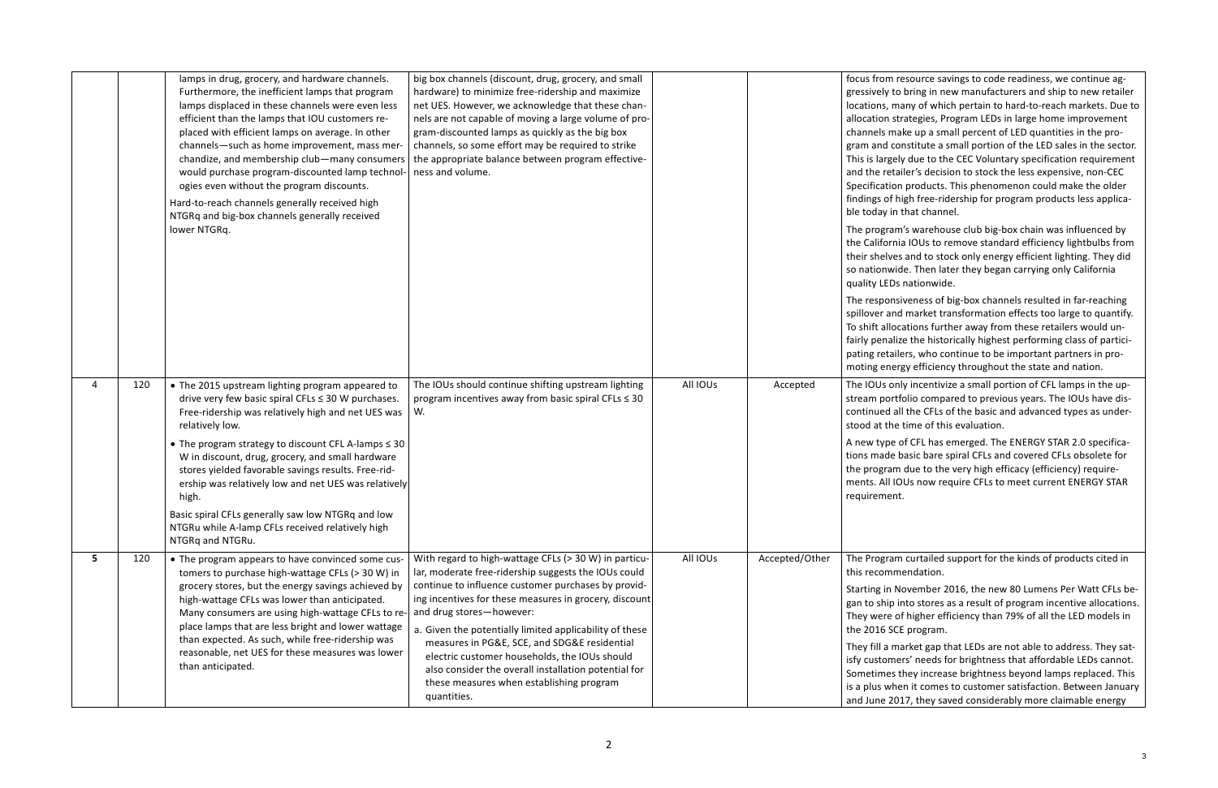|  |  |  |  |  |  |  |
|---|---|---|---|---|---|---|
|  |  | lamps in drug, grocery, and hardware channels. Furthermore, the inefficient lamps that program lamps displaced in these channels were even less efficient than the lamps that IOU customers replaced with efficient lamps on average. In other channels—such as home improvement, mass merchandize, and membership club—many consumers would purchase program-discounted lamp technologies even without the program discounts.<br>Hard-to-reach channels generally received high NTGRq and big-box channels generally received lower NTGRq. | big box channels (discount, drug, grocery, and small hardware) to minimize free-ridership and maximize net UES. However, we acknowledge that these channels are not capable of moving a large volume of program-discounted lamps as quickly as the big box channels, so some effort may be required to strike the appropriate balance between program effectiveness and volume. |  |  | focus from resource savings to code readiness, we continue aggressively to bring in new manufacturers and ship to new retailer locations, many of which pertain to hard-to-reach markets. Due to allocation strategies, Program LEDs in large home improvement channels make up a small percent of LED quantities in the program and constitute a small portion of the LED sales in the sector. This is largely due to the CEC Voluntary specification requirement and the retailer's decision to stock the less expensive, non-CEC Specification products. This phenomenon could make the older findings of high free-ridership for program products less applicable today in that channel.<br>The program's warehouse club big-box chain was influenced by the California IOUs to remove standard efficiency lightbulbs from their shelves and to stock only energy efficient lighting. They did so nationwide. Then later they began carrying only California quality LEDs nationwide.<br>The responsiveness of big-box channels resulted in far-reaching spillover and market transformation effects too large to quantify. To shift allocations further away from these retailers would unfairly penalize the historically highest performing class of participating retailers, who continue to be important partners in promoting energy efficiency throughout the state and nation. |
| 4 | 120 | • The 2015 upstream lighting program appeared to drive very few basic spiral CFLs ≤ 30 W purchases. Free-ridership was relatively high and net UES was relatively low.<br>• The program strategy to discount CFL A-lamps ≤ 30 W in discount, drug, grocery, and small hardware stores yielded favorable savings results. Free-ridership was relatively low and net UES was relatively high.<br>Basic spiral CFLs generally saw low NTGRq and low NTGRu while A-lamp CFLs received relatively high NTGRq and NTGRu. | The IOUs should continue shifting upstream lighting program incentives away from basic spiral CFLs ≤ 30 W. | All IOUs | Accepted | The IOUs only incentivize a small portion of CFL lamps in the upstream portfolio compared to previous years. The IOUs have discontinued all the CFLs of the basic and advanced types as understood at the time of this evaluation.<br>A new type of CFL has emerged. The ENERGY STAR 2.0 specifications made basic bare spiral CFLs and covered CFLs obsolete for the program due to the very high efficacy (efficiency) requirements. All IOUs now require CFLs to meet current ENERGY STAR requirement. |
| **5** | 120 | • The program appears to have convinced some customers to purchase high-wattage CFLs (> 30 W) in grocery stores, but the energy savings achieved by high-wattage CFLs was lower than anticipated. Many consumers are using high-wattage CFLs to replace lamps that are less bright and lower wattage than expected. As such, while free-ridership was reasonable, net UES for these measures was lower than anticipated. | With regard to high-wattage CFLs (> 30 W) in particular, moderate free-ridership suggests the IOUs could continue to influence customer purchases by providing incentives for these measures in grocery, discount and drug stores—however:<br>a. Given the potentially limited applicability of these measures in PG&E, SCE, and SDG&E residential electric customer households, the IOUs should also consider the overall installation potential for these measures when establishing program quantities. | All IOUs | Accepted/Other | The Program curtailed support for the kinds of products cited in this recommendation.<br>Starting in November 2016, the new 80 Lumens Per Watt CFLs began to ship into stores as a result of program incentive allocations. They were of higher efficiency than 79% of all the LED models in the 2016 SCE program.<br>They fill a market gap that LEDs are not able to address. They satisfy customers' needs for brightness that affordable LEDs cannot. Sometimes they increase brightness beyond lamps replaced. This is a plus when it comes to customer satisfaction. Between January and June 2017, they saved considerably more claimable energy |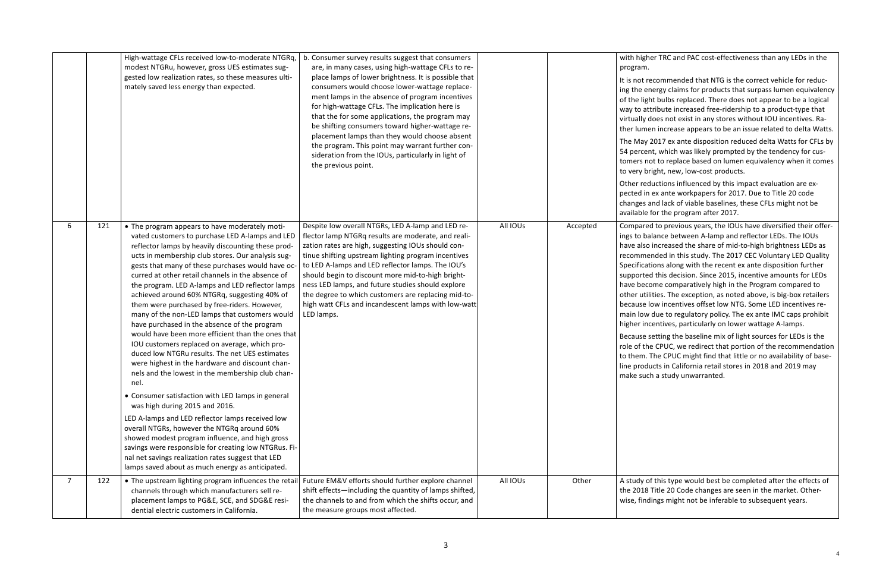|  |  |  |  |  |  |  |
|---|---|---|---|---|---|---|
|  |  | High-wattage CFLs received low-to-moderate NTGRq, modest NTGRu, however, gross UES estimates suggested low realization rates, so these measures ultimately saved less energy than expected. | b. Consumer survey results suggest that consumers are, in many cases, using high-wattage CFLs to replace lamps of lower brightness. It is possible that consumers would choose lower-wattage replacement lamps in the absence of program incentives for high-wattage CFLs. The implication here is that the for some applications, the program may be shifting consumers toward higher-wattage replacement lamps than they would choose absent the program. This point may warrant further consideration from the IOUs, particularly in light of the previous point. |  |  | with higher TRC and PAC cost-effectiveness than any LEDs in the program.<br><br>It is not recommended that NTG is the correct vehicle for reducing the energy claims for products that surpass lumen equivalency of the light bulbs replaced. There does not appear to be a logical way to attribute increased free-ridership to a product-type that virtually does not exist in any stores without IOU incentives. Rather lumen increase appears to be an issue related to delta Watts.<br><br>The May 2017 ex ante disposition reduced delta Watts for CFLs by 54 percent, which was likely prompted by the tendency for customers not to replace based on lumen equivalency when it comes to very bright, new, low-cost products.<br><br>Other reductions influenced by this impact evaluation are expected in ex ante workpapers for 2017. Due to Title 20 code changes and lack of viable baselines, these CFLs might not be available for the program after 2017. |
| 6 | 121 | • The program appears to have moderately motivated customers to purchase LED A-lamps and LED reflector lamps by heavily discounting these products in membership club stores. Our analysis suggests that many of these purchases would have occurred at other retail channels in the absence of the program. LED A-lamps and LED reflector lamps achieved around 60% NTGRq, suggesting 40% of them were purchased by free-riders. However, many of the non-LED lamps that customers would have purchased in the absence of the program would have been more efficient than the ones that IOU customers replaced on average, which produced low NTGRu results. The net UES estimates were highest in the hardware and discount channels and the lowest in the membership club channel.<br><br>• Consumer satisfaction with LED lamps in general was high during 2015 and 2016.<br><br>LED A-lamps and LED reflector lamps received low overall NTGRs, however the NTGRq around 60% showed modest program influence, and high gross savings were responsible for creating low NTGRus. Final net savings realization rates suggest that LED lamps saved about as much energy as anticipated. | Despite low overall NTGRs, LED A-lamp and LED reflector lamp NTGRq results are moderate, and realization rates are high, suggesting IOUs should continue shifting upstream lighting program incentives to LED A-lamps and LED reflector lamps. The IOU's should begin to discount more mid-to-high brightness LED lamps, and future studies should explore the degree to which customers are replacing mid-to-high watt CFLs and incandescent lamps with low-watt LED lamps. | All IOUs | Accepted | Compared to previous years, the IOUs have diversified their offerings to balance between A-lamp and reflector LEDs. The IOUs have also increased the share of mid-to-high brightness LEDs as recommended in this study. The 2017 CEC Voluntary LED Quality Specifications along with the recent ex ante disposition further supported this decision. Since 2015, incentive amounts for LEDs have become comparatively high in the Program compared to other utilities. The exception, as noted above, is big-box retailers because low incentives offset low NTG. Some LED incentives remain low due to regulatory policy. The ex ante IMC caps prohibit higher incentives, particularly on lower wattage A-lamps.<br><br>Because setting the baseline mix of light sources for LEDs is the role of the CPUC, we redirect that portion of the recommendation to them. The CPUC might find that little or no availability of baseline products in California retail stores in 2018 and 2019 may make such a study unwarranted. |
| 7 | 122 | • The upstream lighting program influences the retail channels through which manufacturers sell replacement lamps to PG&E, SCE, and SDG&E residential electric customers in California. | Future EM&V efforts should further explore channel shift effects—including the quantity of lamps shifted, the channels to and from which the shifts occur, and the measure groups most affected. | All IOUs | Other | A study of this type would best be completed after the effects of the 2018 Title 20 Code changes are seen in the market. Otherwise, findings might not be inferable to subsequent years. |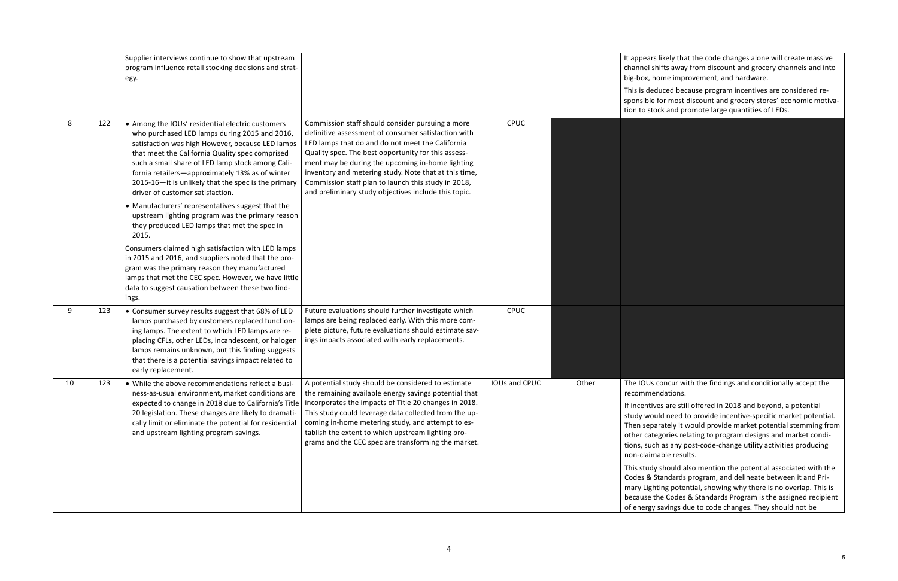| | | | | | | |
|---|---|---|---|---|---|---|
| | | Supplier interviews continue to show that upstream program influence retail stocking decisions and strategy. | | | | It appears likely that the code changes alone will create massive channel shifts away from discount and grocery channels and into big-box, home improvement, and hardware.<br><br>This is deduced because program incentives are considered responsible for most discount and grocery stores' economic motivation to stock and promote large quantities of LEDs. |
| 8 | 122 | • Among the IOUs' residential electric customers who purchased LED lamps during 2015 and 2016, satisfaction was high However, because LED lamps that meet the California Quality spec comprised such a small share of LED lamp stock among California retailers—approximately 13% as of winter 2015-16—it is unlikely that the spec is the primary driver of customer satisfaction.<br><br>• Manufacturers' representatives suggest that the upstream lighting program was the primary reason they produced LED lamps that met the spec in 2015.<br><br>Consumers claimed high satisfaction with LED lamps in 2015 and 2016, and suppliers noted that the program was the primary reason they manufactured lamps that met the CEC spec. However, we have little data to suggest causation between these two findings. | Commission staff should consider pursuing a more definitive assessment of consumer satisfaction with LED lamps that do and do not meet the California Quality spec. The best opportunity for this assessment may be during the upcoming in-home lighting inventory and metering study. Note that at this time, Commission staff plan to launch this study in 2018, and preliminary study objectives include this topic. | CPUC | | |
| 9 | 123 | • Consumer survey results suggest that 68% of LED lamps purchased by customers replaced functioning lamps. The extent to which LED lamps are replacing CFLs, other LEDs, incandescent, or halogen lamps remains unknown, but this finding suggests that there is a potential savings impact related to early replacement. | Future evaluations should further investigate which lamps are being replaced early. With this more complete picture, future evaluations should estimate savings impacts associated with early replacements. | CPUC | | |
| 10 | 123 | • While the above recommendations reflect a business-as-usual environment, market conditions are expected to change in 2018 due to California's Title 20 legislation. These changes are likely to dramatically limit or eliminate the potential for residential and upstream lighting program savings. | A potential study should be considered to estimate the remaining available energy savings potential that incorporates the impacts of Title 20 changes in 2018. This study could leverage data collected from the upcoming in-home metering study, and attempt to establish the extent to which upstream lighting programs and the CEC spec are transforming the market. | IOUs and CPUC | Other | The IOUs concur with the findings and conditionally accept the recommendations.<br><br>If incentives are still offered in 2018 and beyond, a potential study would need to provide incentive-specific market potential. Then separately it would provide market potential stemming from other categories relating to program designs and market conditions, such as any post-code-change utility activities producing non-claimable results.<br><br>This study should also mention the potential associated with the Codes & Standards program, and delineate between it and Primary Lighting potential, showing why there is no overlap. This is because the Codes & Standards Program is the assigned recipient of energy savings due to code changes. They should not be |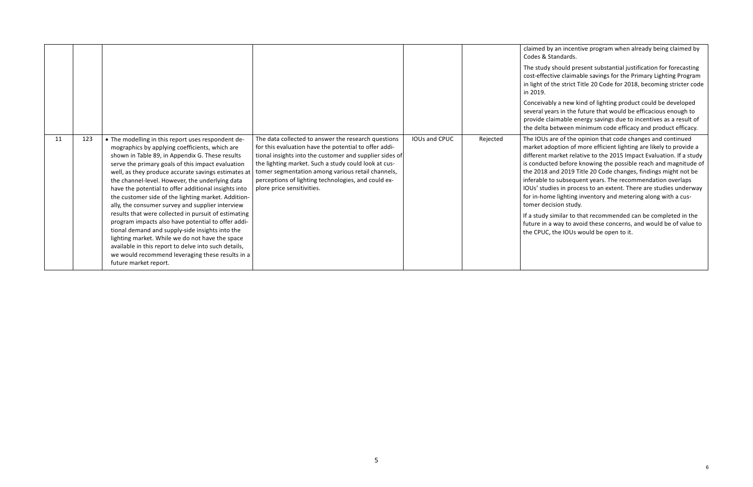| | | | | | | |
|---|---|---|---|---|---|---|
| | | | | | | claimed by an incentive program when already being claimed by Codes & Standards.<br><br>The study should present substantial justification for forecasting cost-effective claimable savings for the Primary Lighting Program in light of the strict Title 20 Code for 2018, becoming stricter code in 2019.<br><br>Conceivably a new kind of lighting product could be developed several years in the future that would be efficacious enough to provide claimable energy savings due to incentives as a result of the delta between minimum code efficacy and product efficacy. |
| 11 | 123 | • The modelling in this report uses respondent demographics by applying coefficients, which are shown in Table 89, in Appendix G. These results serve the primary goals of this impact evaluation well, as they produce accurate savings estimates at the channel-level. However, the underlying data have the potential to offer additional insights into the customer side of the lighting market. Additionally, the consumer survey and supplier interview results that were collected in pursuit of estimating program impacts also have potential to offer additional demand and supply-side insights into the lighting market. While we do not have the space available in this report to delve into such details, we would recommend leveraging these results in a future market report. | The data collected to answer the research questions for this evaluation have the potential to offer additional insights into the customer and supplier sides of the lighting market. Such a study could look at customer segmentation among various retail channels, perceptions of lighting technologies, and could explore price sensitivities. | IOUs and CPUC | Rejected | The IOUs are of the opinion that code changes and continued market adoption of more efficient lighting are likely to provide a different market relative to the 2015 Impact Evaluation. If a study is conducted before knowing the possible reach and magnitude of the 2018 and 2019 Title 20 Code changes, findings might not be inferable to subsequent years. The recommendation overlaps IOUs' studies in process to an extent. There are studies underway for in-home lighting inventory and metering along with a customer decision study.<br><br>If a study similar to that recommended can be completed in the future in a way to avoid these concerns, and would be of value to the CPUC, the IOUs would be open to it. |